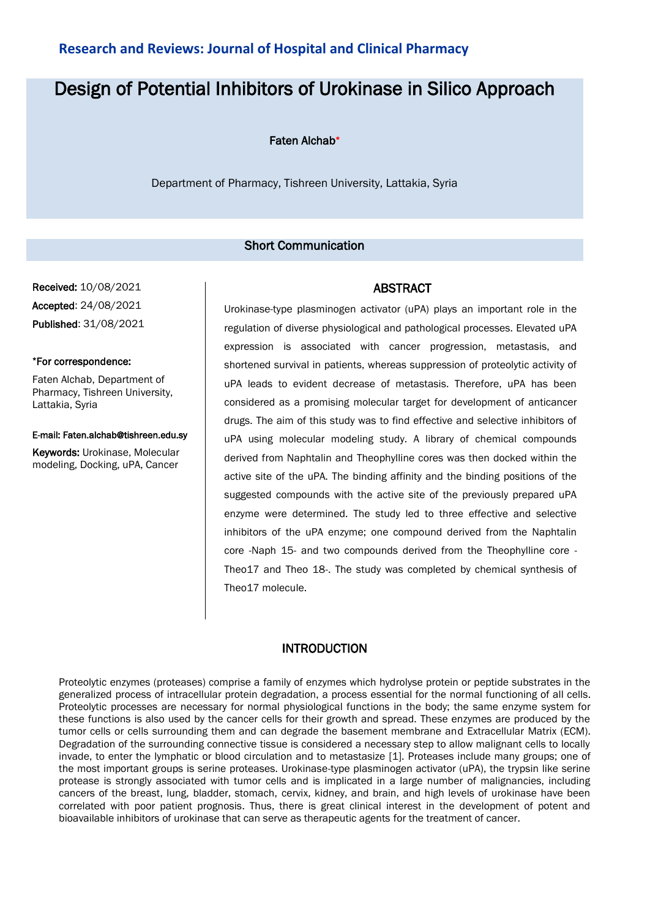**Research and Reviews: Journal of Hospital and Clinical Pharmacy**

# Design of Potential Inhibitors of Urokinase in Silico Approach

Faten Alchab*

Department of Pharmacy, Tishreen University, Lattakia, Syria

**Short Communication**

**Received:** 10/08/2021

**Accepted**: 24/08/2021

**Published**: 31/08/2021

***For correspondence:**

Faten Alchab, Department of Pharmacy, Tishreen University, Lattakia, Syria

**E-mail: Faten.alchab@tishreen.edu.sy**

**Keywords:** Urokinase, Molecular modeling, Docking, uPA, Cancer

## ABSTRACT

Urokinase-type plasminogen activator (uPA) plays an important role in the regulation of diverse physiological and pathological processes. Elevated uPA expression is associated with cancer progression, metastasis, and shortened survival in patients, whereas suppression of proteolytic activity of uPA leads to evident decrease of metastasis. Therefore, uPA has been considered as a promising molecular target for development of anticancer drugs. The aim of this study was to find effective and selective inhibitors of uPA using molecular modeling study. A library of chemical compounds derived from Naphtalin and Theophylline cores was then docked within the active site of the uPA. The binding affinity and the binding positions of the suggested compounds with the active site of the previously prepared uPA enzyme were determined. The study led to three effective and selective inhibitors of the uPA enzyme; one compound derived from the Naphtalin core -Naph 15- and two compounds derived from the Theophylline core -Theo17 and Theo 18-. The study was completed by chemical synthesis of Theo17 molecule.

## INTRODUCTION

Proteolytic enzymes (proteases) comprise a family of enzymes which hydrolyse protein or peptide substrates in the generalized process of intracellular protein degradation, a process essential for the normal functioning of all cells. Proteolytic processes are necessary for normal physiological functions in the body; the same enzyme system for these functions is also used by the cancer cells for their growth and spread. These enzymes are produced by the tumor cells or cells surrounding them and can degrade the basement membrane and Extracellular Matrix (ECM). Degradation of the surrounding connective tissue is considered a necessary step to allow malignant cells to locally invade, to enter the lymphatic or blood circulation and to metastasize [1]. Proteases include many groups; one of the most important groups is serine proteases. Urokinase-type plasminogen activator (uPA), the trypsin like serine protease is strongly associated with tumor cells and is implicated in a large number of malignancies, including cancers of the breast, lung, bladder, stomach, cervix, kidney, and brain, and high levels of urokinase have been correlated with poor patient prognosis. Thus, there is great clinical interest in the development of potent and bioavailable inhibitors of urokinase that can serve as therapeutic agents for the treatment of cancer.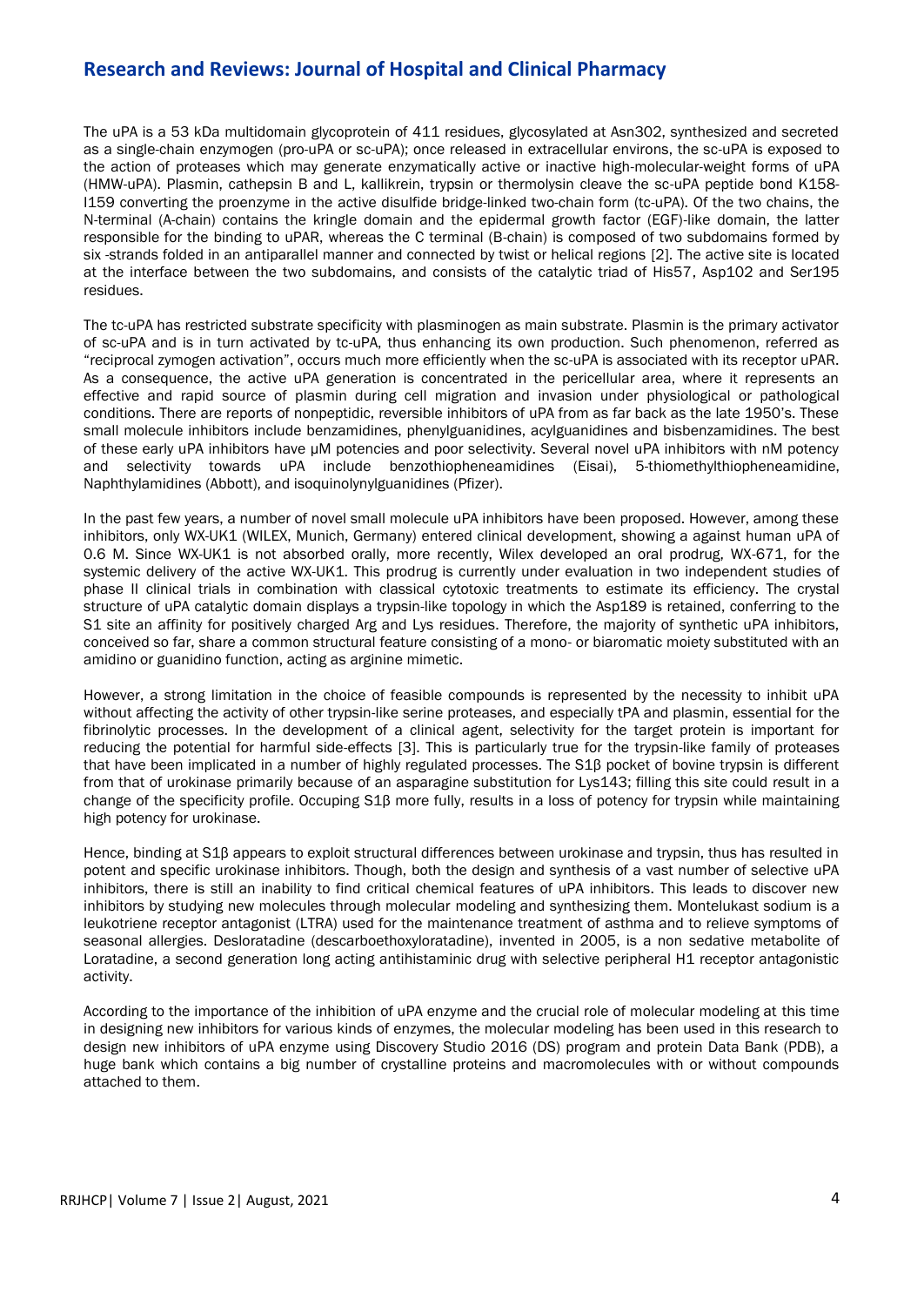The uPA is a 53 kDa multidomain glycoprotein of 411 residues, glycosylated at Asn302, synthesized and secreted as a single-chain enzymogen (pro-uPA or sc-uPA); once released in extracellular environs, the sc-uPA is exposed to the action of proteases which may generate enzymatically active or inactive high-molecular-weight forms of uPA (HMW-uPA). Plasmin, cathepsin B and L, kallikrein, trypsin or thermolysin cleave the sc-uPA peptide bond K158-I159 converting the proenzyme in the active disulfide bridge-linked two-chain form (tc-uPA). Of the two chains, the N-terminal (A-chain) contains the kringle domain and the epidermal growth factor (EGF)-like domain, the latter responsible for the binding to uPAR, whereas the C terminal (B-chain) is composed of two subdomains formed by six -strands folded in an antiparallel manner and connected by twist or helical regions [2]. The active site is located at the interface between the two subdomains, and consists of the catalytic triad of His57, Asp102 and Ser195 residues.

The tc-uPA has restricted substrate specificity with plasminogen as main substrate. Plasmin is the primary activator of sc-uPA and is in turn activated by tc-uPA, thus enhancing its own production. Such phenomenon, referred as "reciprocal zymogen activation", occurs much more efficiently when the sc-uPA is associated with its receptor uPAR. As a consequence, the active uPA generation is concentrated in the pericellular area, where it represents an effective and rapid source of plasmin during cell migration and invasion under physiological or pathological conditions. There are reports of nonpeptidic, reversible inhibitors of uPA from as far back as the late 1950's. These small molecule inhibitors include benzamidines, phenylguanidines, acylguanidines and bisbenzamidines. The best of these early uPA inhibitors have µM potencies and poor selectivity. Several novel uPA inhibitors with nM potency and selectivity towards uPA include benzothiopheneamidines (Eisai), 5-thiomethylthiopheneamidine, Naphthylamidines (Abbott), and isoquinolynylguanidines (Pfizer).

In the past few years, a number of novel small molecule uPA inhibitors have been proposed. However, among these inhibitors, only WX-UK1 (WILEX, Munich, Germany) entered clinical development, showing a against human uPA of 0.6 M. Since WX-UK1 is not absorbed orally, more recently, Wilex developed an oral prodrug, WX-671, for the systemic delivery of the active WX-UK1. This prodrug is currently under evaluation in two independent studies of phase II clinical trials in combination with classical cytotoxic treatments to estimate its efficiency. The crystal structure of uPA catalytic domain displays a trypsin-like topology in which the Asp189 is retained, conferring to the S1 site an affinity for positively charged Arg and Lys residues. Therefore, the majority of synthetic uPA inhibitors, conceived so far, share a common structural feature consisting of a mono- or biaromatic moiety substituted with an amidino or guanidino function, acting as arginine mimetic.

However, a strong limitation in the choice of feasible compounds is represented by the necessity to inhibit uPA without affecting the activity of other trypsin-like serine proteases, and especially tPA and plasmin, essential for the fibrinolytic processes. In the development of a clinical agent, selectivity for the target protein is important for reducing the potential for harmful side-effects [3]. This is particularly true for the trypsin-like family of proteases that have been implicated in a number of highly regulated processes. The S1β pocket of bovine trypsin is different from that of urokinase primarily because of an asparagine substitution for Lys143; filling this site could result in a change of the specificity profile. Occuping S1β more fully, results in a loss of potency for trypsin while maintaining high potency for urokinase.

Hence, binding at S1β appears to exploit structural differences between urokinase and trypsin, thus has resulted in potent and specific urokinase inhibitors. Though, both the design and synthesis of a vast number of selective uPA inhibitors, there is still an inability to find critical chemical features of uPA inhibitors. This leads to discover new inhibitors by studying new molecules through molecular modeling and synthesizing them. Montelukast sodium is a leukotriene receptor antagonist (LTRA) used for the maintenance treatment of asthma and to relieve symptoms of seasonal allergies. Desloratadine (descarboethoxyloratadine), invented in 2005, is a non sedative metabolite of Loratadine, a second generation long acting antihistaminic drug with selective peripheral H1 receptor antagonistic activity.

According to the importance of the inhibition of uPA enzyme and the crucial role of molecular modeling at this time in designing new inhibitors for various kinds of enzymes, the molecular modeling has been used in this research to design new inhibitors of uPA enzyme using Discovery Studio 2016 (DS) program and protein Data Bank (PDB), a huge bank which contains a big number of crystalline proteins and macromolecules with or without compounds attached to them.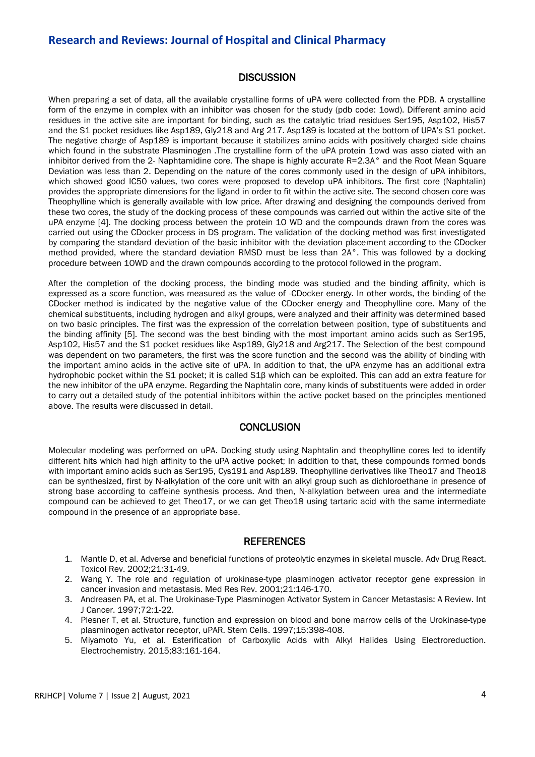## DISCUSSION

When preparing a set of data, all the available crystalline forms of uPA were collected from the PDB. A crystalline form of the enzyme in complex with an inhibitor was chosen for the study (pdb code: 1owd). Different amino acid residues in the active site are important for binding, such as the catalytic triad residues Ser195, Asp102, His57 and the S1 pocket residues like Asp189, Gly218 and Arg 217. Asp189 is located at the bottom of UPA's S1 pocket. The negative charge of Asp189 is important because it stabilizes amino acids with positively charged side chains which found in the substrate Plasminogen .The crystalline form of the uPA protein 1owd was asso ciated with an inhibitor derived from the 2- Naphtamidine core. The shape is highly accurate R=2.3A° and the Root Mean Square Deviation was less than 2. Depending on the nature of the cores commonly used in the design of uPA inhibitors, which showed good IC50 values, two cores were proposed to develop uPA inhibitors. The first core (Naphtalin) provides the appropriate dimensions for the ligand in order to fit within the active site. The second chosen core was Theophylline which is generally available with low price. After drawing and designing the compounds derived from these two cores, the study of the docking process of these compounds was carried out within the active site of the uPA enzyme [4]. The docking process between the protein 1O WD and the compounds drawn from the cores was carried out using the CDocker process in DS program. The validation of the docking method was first investigated by comparing the standard deviation of the basic inhibitor with the deviation placement according to the CDocker method provided, where the standard deviation RMSD must be less than 2A°. This was followed by a docking procedure between 1OWD and the drawn compounds according to the protocol followed in the program.

After the completion of the docking process, the binding mode was studied and the binding affinity, which is expressed as a score function, was measured as the value of -CDocker energy. In other words, the binding of the CDocker method is indicated by the negative value of the CDocker energy and Theophylline core. Many of the chemical substituents, including hydrogen and alkyl groups, were analyzed and their affinity was determined based on two basic principles. The first was the expression of the correlation between position, type of substituents and the binding affinity [5]. The second was the best binding with the most important amino acids such as Ser195, Asp102, His57 and the S1 pocket residues like Asp189, Gly218 and Arg217. The Selection of the best compound was dependent on two parameters, the first was the score function and the second was the ability of binding with the important amino acids in the active site of uPA. In addition to that, the uPA enzyme has an additional extra hydrophobic pocket within the S1 pocket; it is called S1β which can be exploited. This can add an extra feature for the new inhibitor of the uPA enzyme. Regarding the Naphtalin core, many kinds of substituents were added in order to carry out a detailed study of the potential inhibitors within the active pocket based on the principles mentioned above. The results were discussed in detail.

## CONCLUSION

Molecular modeling was performed on uPA. Docking study using Naphtalin and theophylline cores led to identify different hits which had high affinity to the uPA active pocket; In addition to that, these compounds formed bonds with important amino acids such as Ser195, Cys191 and Asp189. Theophylline derivatives like Theo17 and Theo18 can be synthesized, first by N-alkylation of the core unit with an alkyl group such as dichloroethane in presence of strong base according to caffeine synthesis process. And then, N-alkylation between urea and the intermediate compound can be achieved to get Theo17, or we can get Theo18 using tartaric acid with the same intermediate compound in the presence of an appropriate base.

## REFERENCES

1. Mantle D, et al. Adverse and beneficial functions of proteolytic enzymes in skeletal muscle. Adv Drug React. Toxicol Rev. 2002;21:31-49.
2. Wang Y. The role and regulation of urokinase-type plasminogen activator receptor gene expression in cancer invasion and metastasis. Med Res Rev. 2001;21:146-170.
3. Andreasen PA, et al. The Urokinase-Type Plasminogen Activator System in Cancer Metastasis: A Review. Int J Cancer. 1997;72:1-22.
4. Plesner T, et al. Structure, function and expression on blood and bone marrow cells of the Urokinase-type plasminogen activator receptor, uPAR. Stem Cells. 1997;15:398-408.
5. Miyamoto Yu, et al. Esterification of Carboxylic Acids with Alkyl Halides Using Electroreduction. Electrochemistry. 2015;83:161-164.